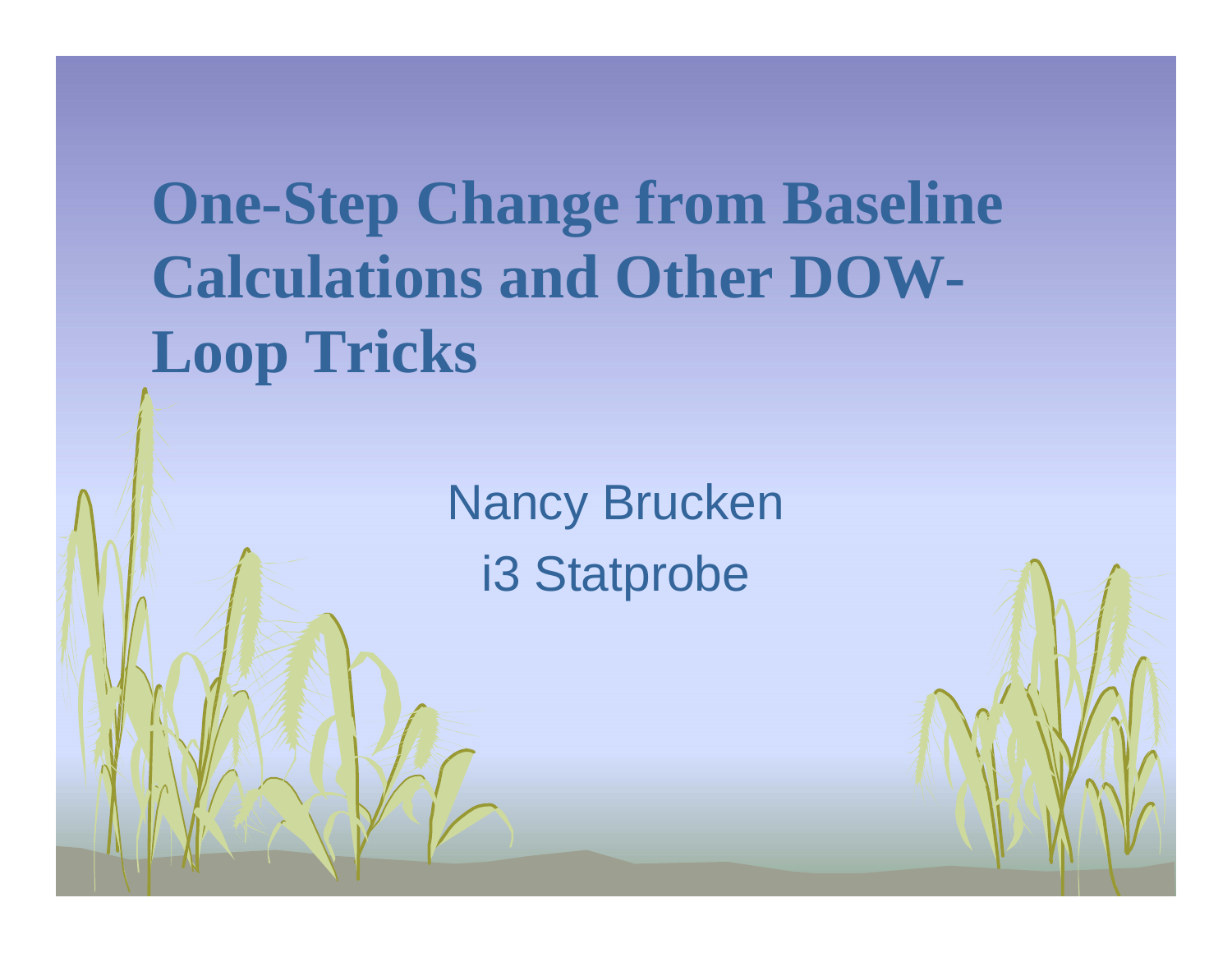# One-Step Change from Baseline Calculations and Other DOW-Loop Tricks

Nancy Brucken

i3 Statprobe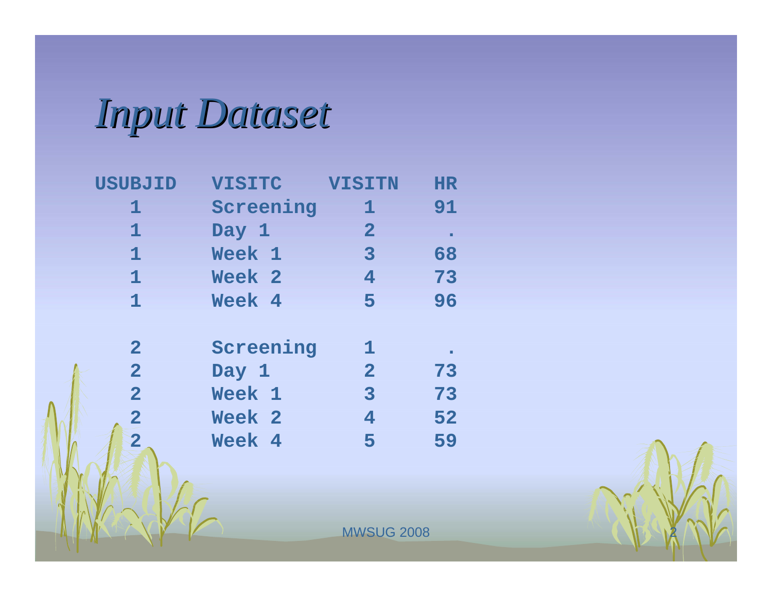# *Input Dataset*

| USUBJID | VISITC | VISITN | HR |
|---|---|---|---|
| 1 | Screening | 1 | 91 |
| 1 | Day 1 | 2 | . |
| 1 | Week 1 | 3 | 68 |
| 1 | Week 2 | 4 | 73 |
| 1 | Week 4 | 5 | 96 |
| | | | |
| 2 | Screening | 1 | . |
| 2 | Day 1 | 2 | 73 |
| 2 | Week 1 | 3 | 73 |
| 2 | Week 2 | 4 | 52 |
| 2 | Week 4 | 5 | 59 |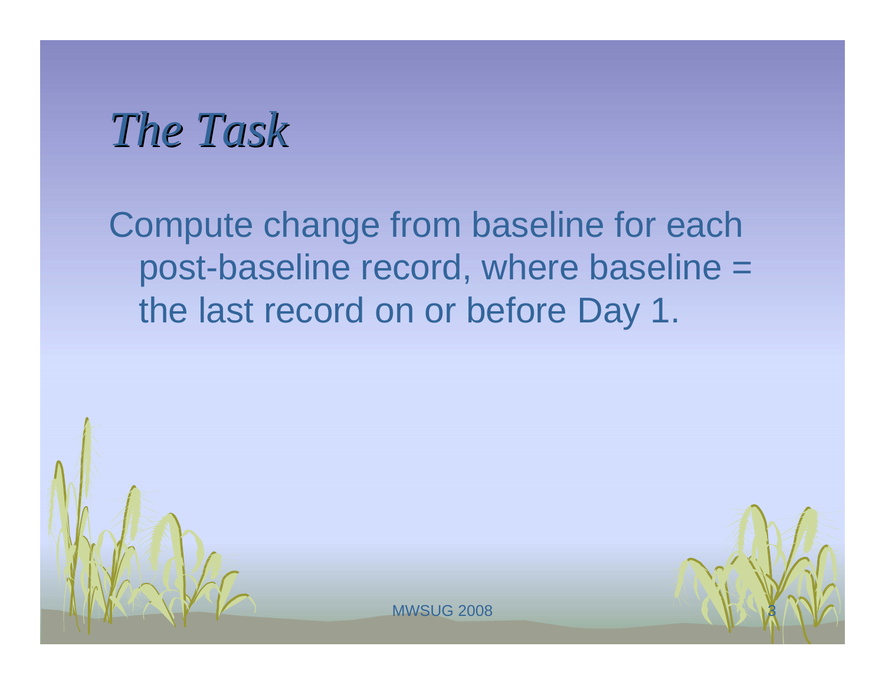# *The Task*

Compute change from baseline for each post-baseline record, where baseline = the last record on or before Day 1.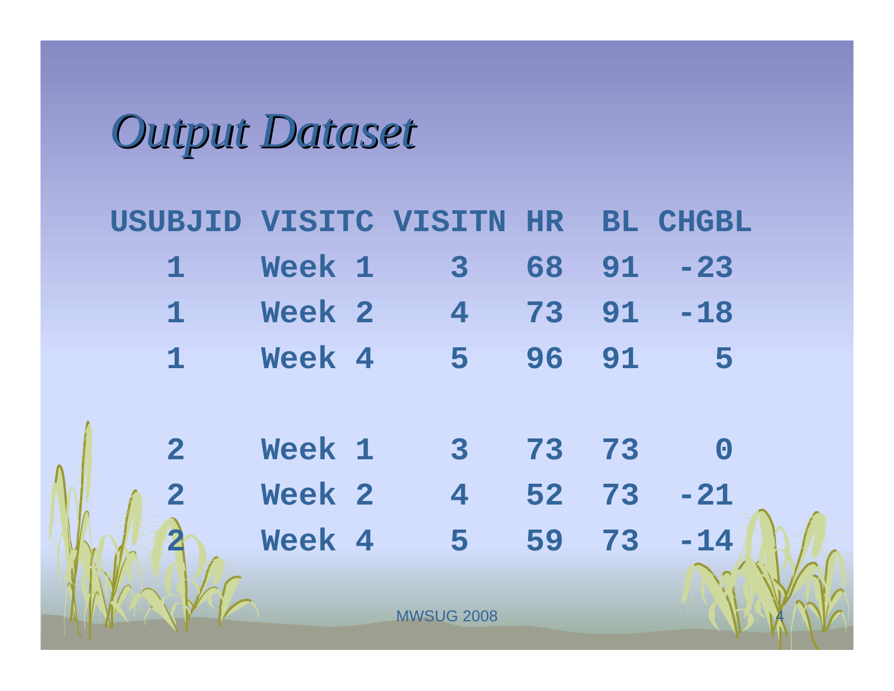# *Output Dataset*

| USUBJID | VISITC | VISITN | HR | BL | CHGBL |
|---|---|---|---|---|---|
| 1 | Week 1 | 3 | 68 | 91 | -23 |
| 1 | Week 2 | 4 | 73 | 91 | -18 |
| 1 | Week 4 | 5 | 96 | 91 | 5 |
| 2 | Week 1 | 3 | 73 | 73 | 0 |
| 2 | Week 2 | 4 | 52 | 73 | -21 |
| 2 | Week 4 | 5 | 59 | 73 | -14 |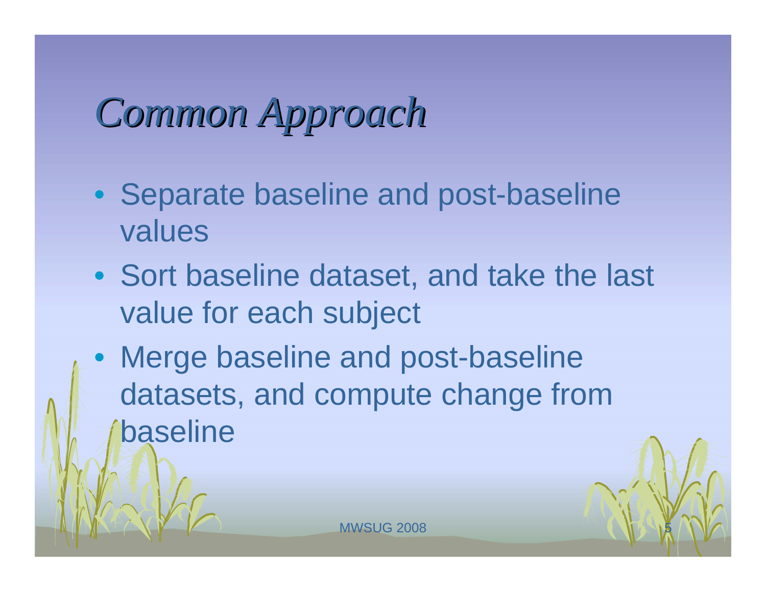# *Common Approach*

- Separate baseline and post-baseline values
- Sort baseline dataset, and take the last value for each subject
- Merge baseline and post-baseline datasets, and compute change from baseline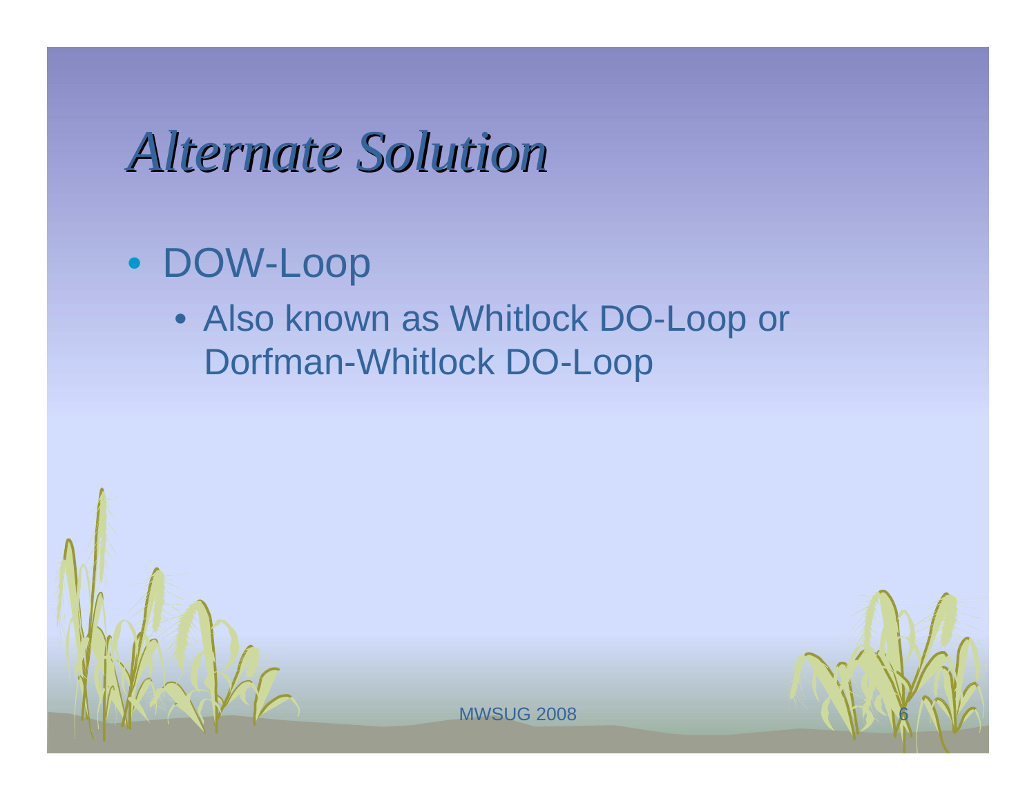# *Alternate Solution*

- DOW-Loop
  - Also known as Whitlock DO-Loop or Dorfman-Whitlock DO-Loop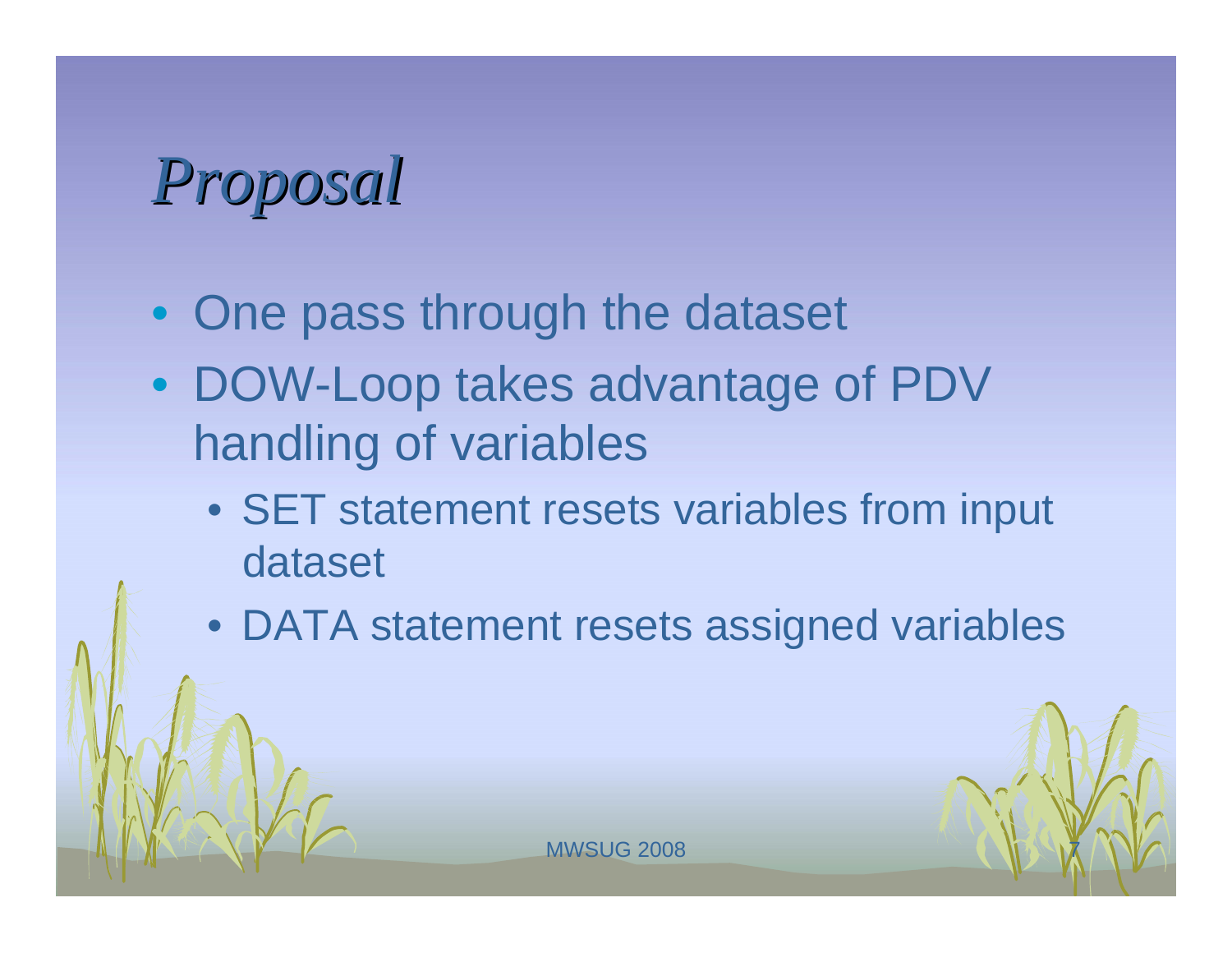# *Proposal*

- One pass through the dataset
- DOW-Loop takes advantage of PDV handling of variables
  - SET statement resets variables from input dataset
  - DATA statement resets assigned variables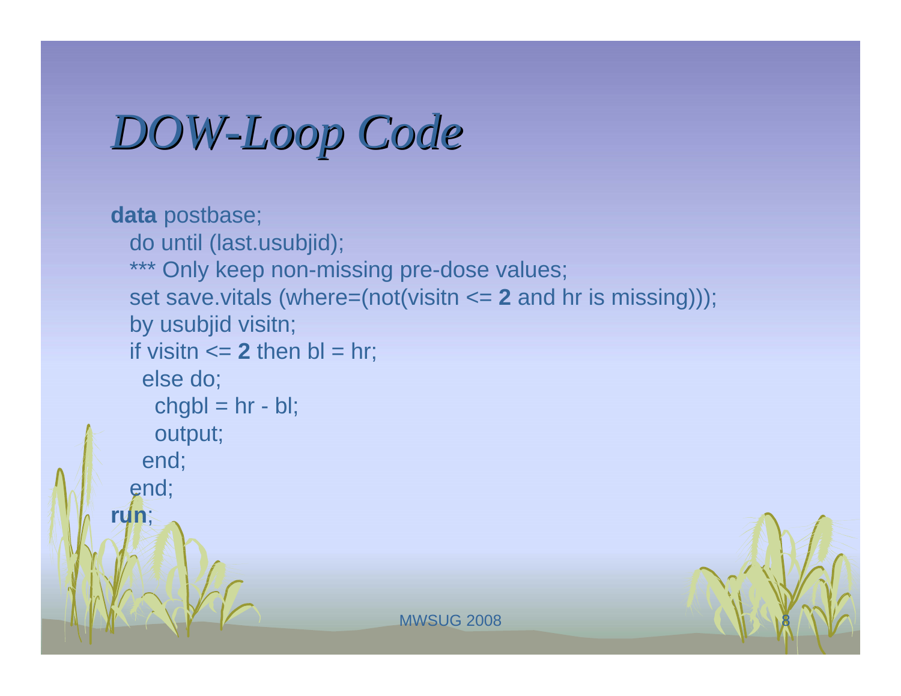# *DOW-Loop Code*

```
data postbase;
  do until (last.usubjid);
  *** Only keep non-missing pre-dose values;
  set save.vitals (where=(not(visitn <= 2 and hr is missing)));
  by usubjid visitn;
  if visitn <= 2 then bl = hr;
    else do;
      chgbl = hr - bl;
      output;
    end;
  end;
run;
```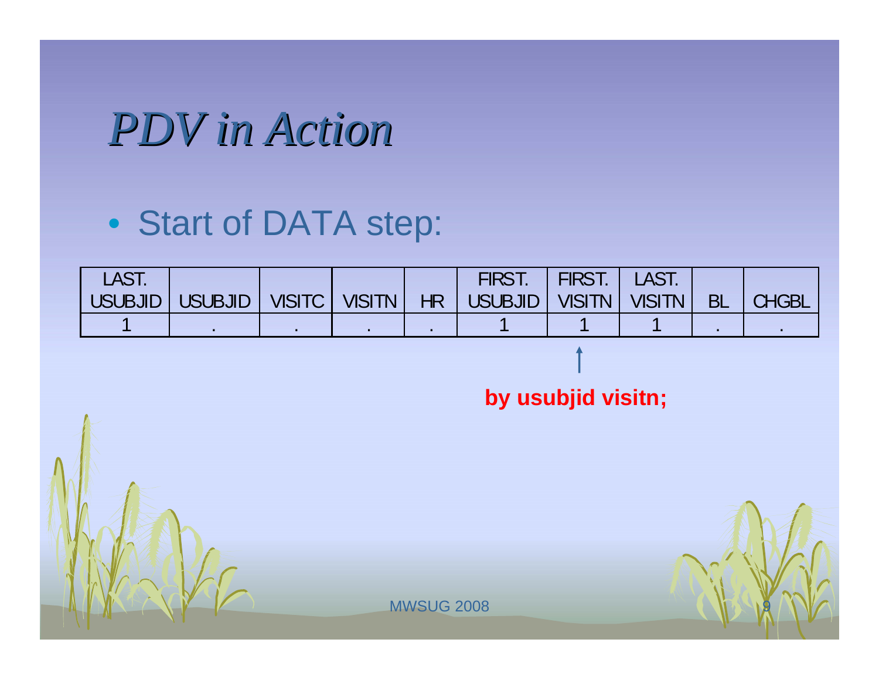# *PDV in Action*

- Start of DATA step:

| LAST. USUBJID | USUBJID | VISITC | VISITN | HR | FIRST. USUBJID | FIRST. VISITN | LAST. VISITN | BL | CHGBL |
|---|---|---|---|---|---|---|---|---|---|
| 1 | . | . | . | . | 1 | 1 | 1 | . | . |

**by usubjid visitn;**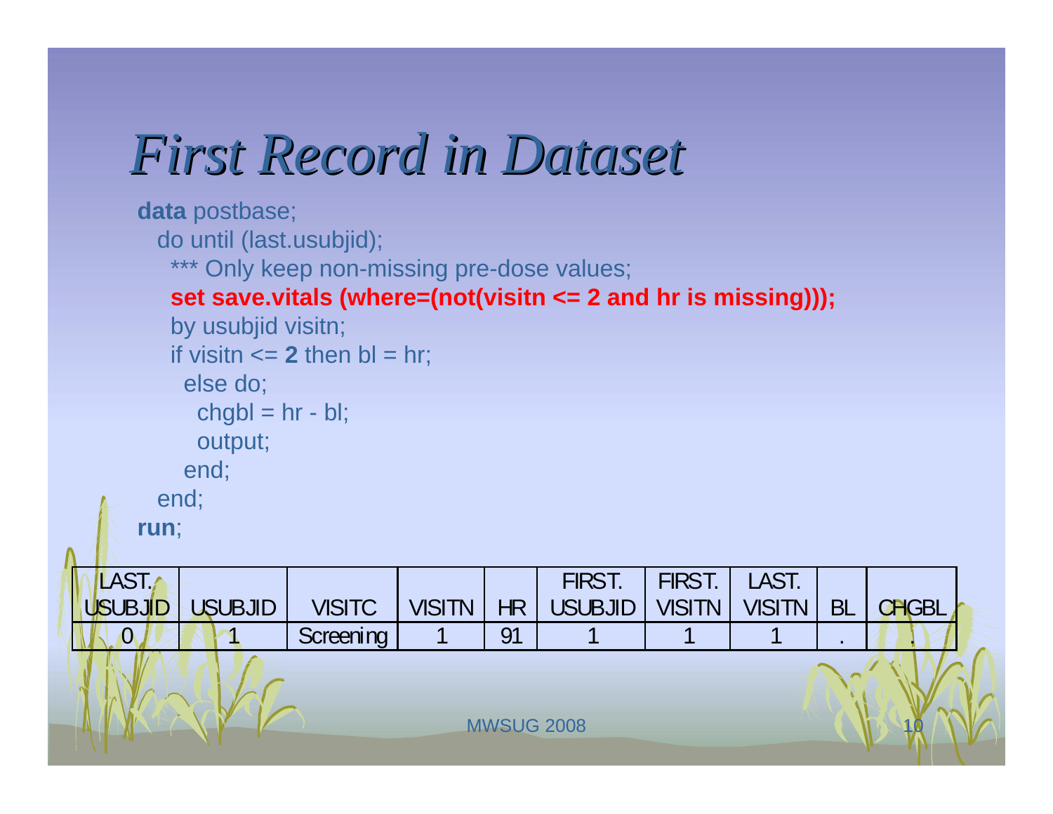# *First Record in Dataset*

```
data postbase;
  do until (last.usubjid);
    *** Only keep non-missing pre-dose values;
    set save.vitals (where=(not(visitn <= 2 and hr is missing)));
    by usubjid visitn;
    if visitn <= 2 then bl = hr;
      else do;
        chgbl = hr - bl;
        output;
      end;
  end;
run;
```

| LAST. USUBJID | USUBJID | VISITC | VISITN | HR | FIRST. USUBJID | FIRST. VISITN | LAST. VISITN | BL | CHGBL |
|---|---|---|---|---|---|---|---|---|---|
| 0 | 1 | Screening | 1 | 91 | 1 | 1 | 1 | . | . |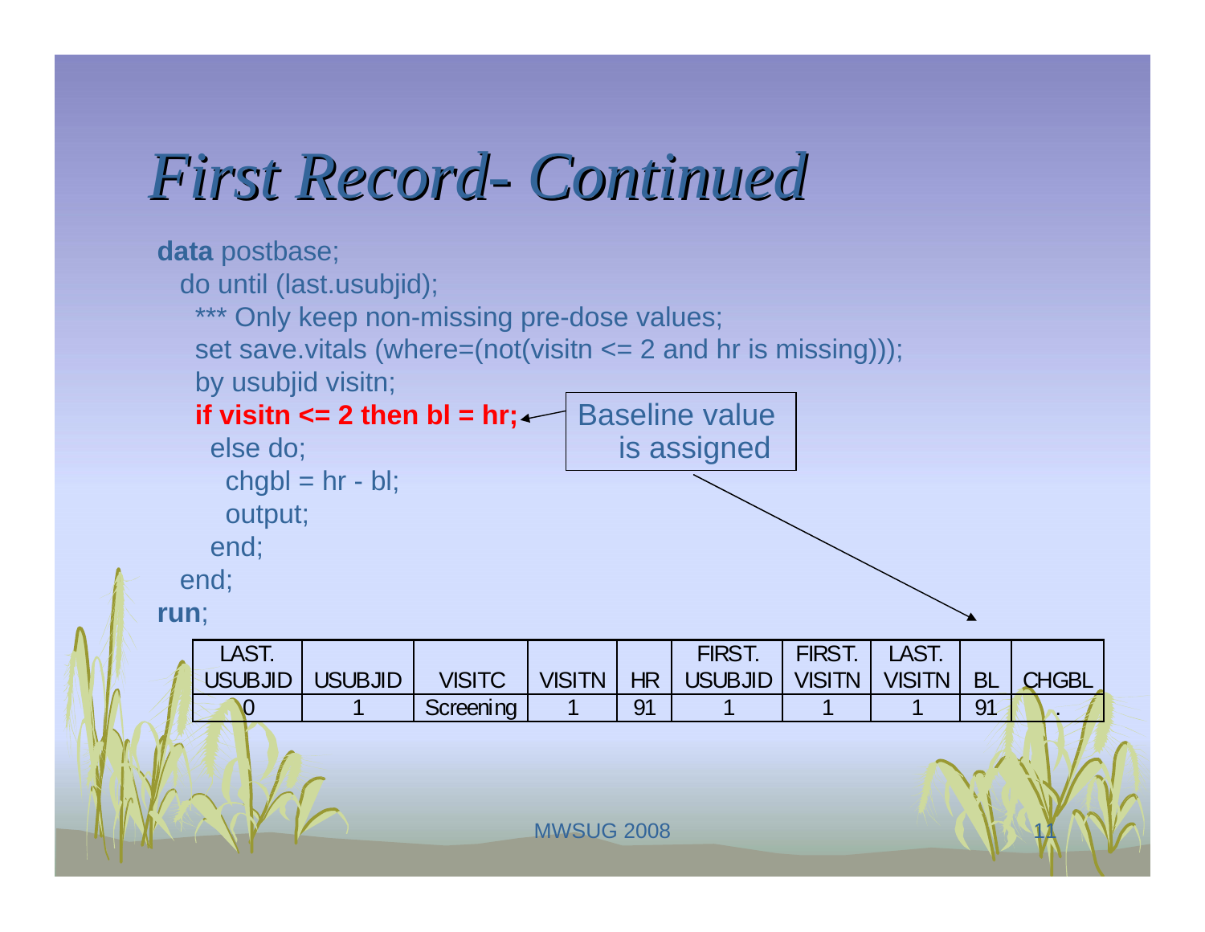# *First Record- Continued*

```
data postbase;
  do until (last.usubjid);
   *** Only keep non-missing pre-dose values;
   set save.vitals (where=(not(visitn <= 2 and hr is missing)));
   by usubjid visitn;
   if visitn <= 2 then bl = hr;
    else do;
     chgbl = hr - bl;
     output;
    end;
  end;
run;
```

Baseline value is assigned

| LAST. USUBJID | USUBJID | VISITC | VISITN | HR | FIRST. USUBJID | FIRST. VISITN | LAST. VISITN | BL | CHGBL |
|---|---|---|---|---|---|---|---|---|---|
| 0 | 1 | Screening | 1 | 91 | 1 | 1 | 1 | 91 | . |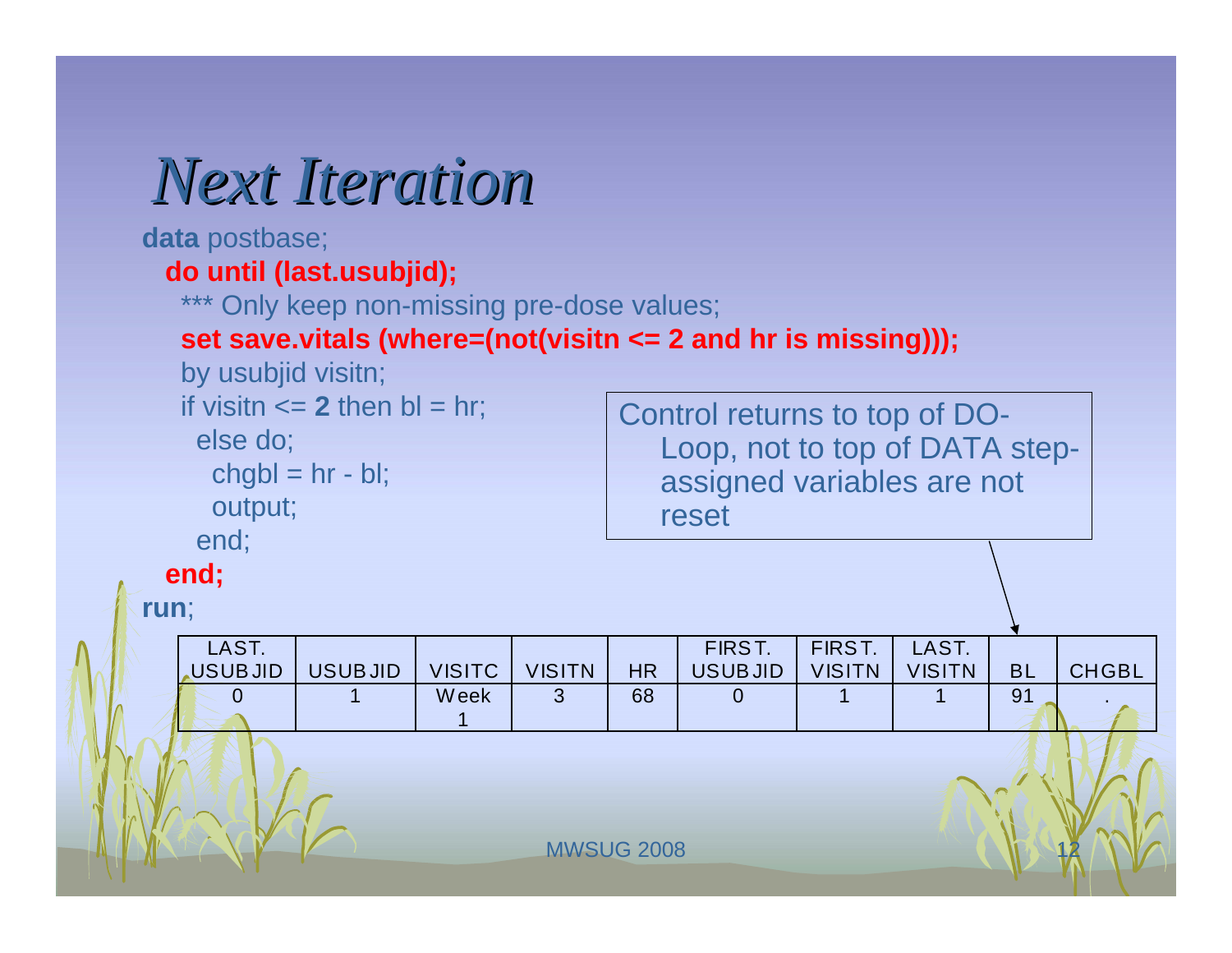# Next Iteration

```
data postbase;
  do until (last.usubjid);
    *** Only keep non-missing pre-dose values;
    set save.vitals (where=(not(visitn <= 2 and hr is missing)));
    by usubjid visitn;
    if visitn <= 2 then bl = hr;
      else do;
        chgbl = hr - bl;
        output;
      end;
  end;
run;
```

Control returns to top of DO-Loop, not to top of DATA step-assigned variables are not reset

| LAST. USUBJID | USUBJID | VISITC | VISITN | HR | FIRST. USUBJID | FIRST. VISITN | LAST. VISITN | BL | CHGBL |
|---|---|---|---|---|---|---|---|---|---|
| 0 | 1 | Week 1 | 3 | 68 | 0 | 1 | 1 | 91 | . |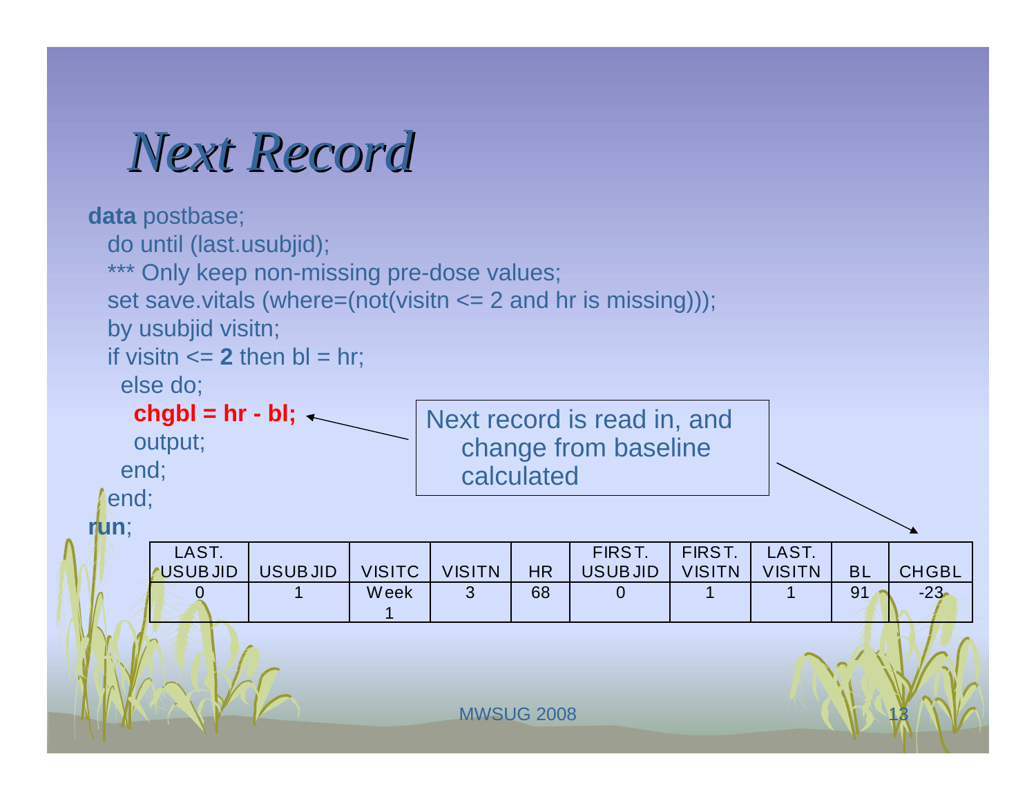# *Next Record*

```
data postbase;
  do until (last.usubjid);
  *** Only keep non-missing pre-dose values;
  set save.vitals (where=(not(visitn <= 2 and hr is missing)));
  by usubjid visitn;
  if visitn <= 2 then bl = hr;
    else do;
      chgbl = hr - bl;
      output;
    end;
  end;
run;
```

Next record is read in, and change from baseline calculated

| LAST. USUBJID | USUBJID | VISITC | VISITN | HR | FIRST. USUBJID | FIRST. VISITN | LAST. VISITN | BL | CHGBL |
|---|---|---|---|---|---|---|---|---|---|
| 0 | 1 | Week 1 | 3 | 68 | 0 | 1 | 1 | 91 | -23 |

MWSUG 2008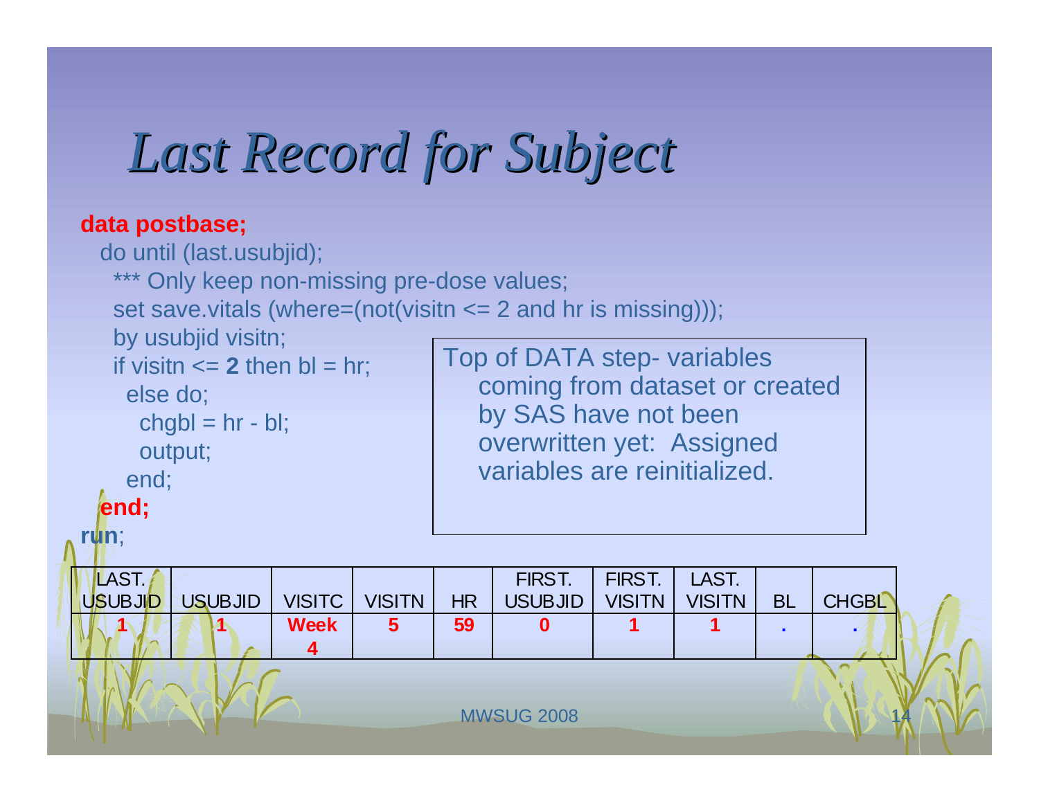# *Last Record for Subject*

```
data postbase;
  do until (last.usubjid);
    *** Only keep non-missing pre-dose values;
    set save.vitals (where=(not(visitn <= 2 and hr is missing)));
    by usubjid visitn;
    if visitn <= 2 then bl = hr;
      else do;
        chgbl = hr - bl;
        output;
      end;
  end;
run;
```

Top of DATA step- variables coming from dataset or created by SAS have not been overwritten yet: Assigned variables are reinitialized.

| LAST. USUBJID | USUBJID | VISITC | VISITN | HR | FIRST. USUBJID | FIRST. VISITN | LAST. VISITN | BL | CHGBL |
|---|---|---|---|---|---|---|---|---|---|
| 1 | 1 | Week 4 | 5 | 59 | 0 | 1 | 1 | . | . |

MWSUG 2008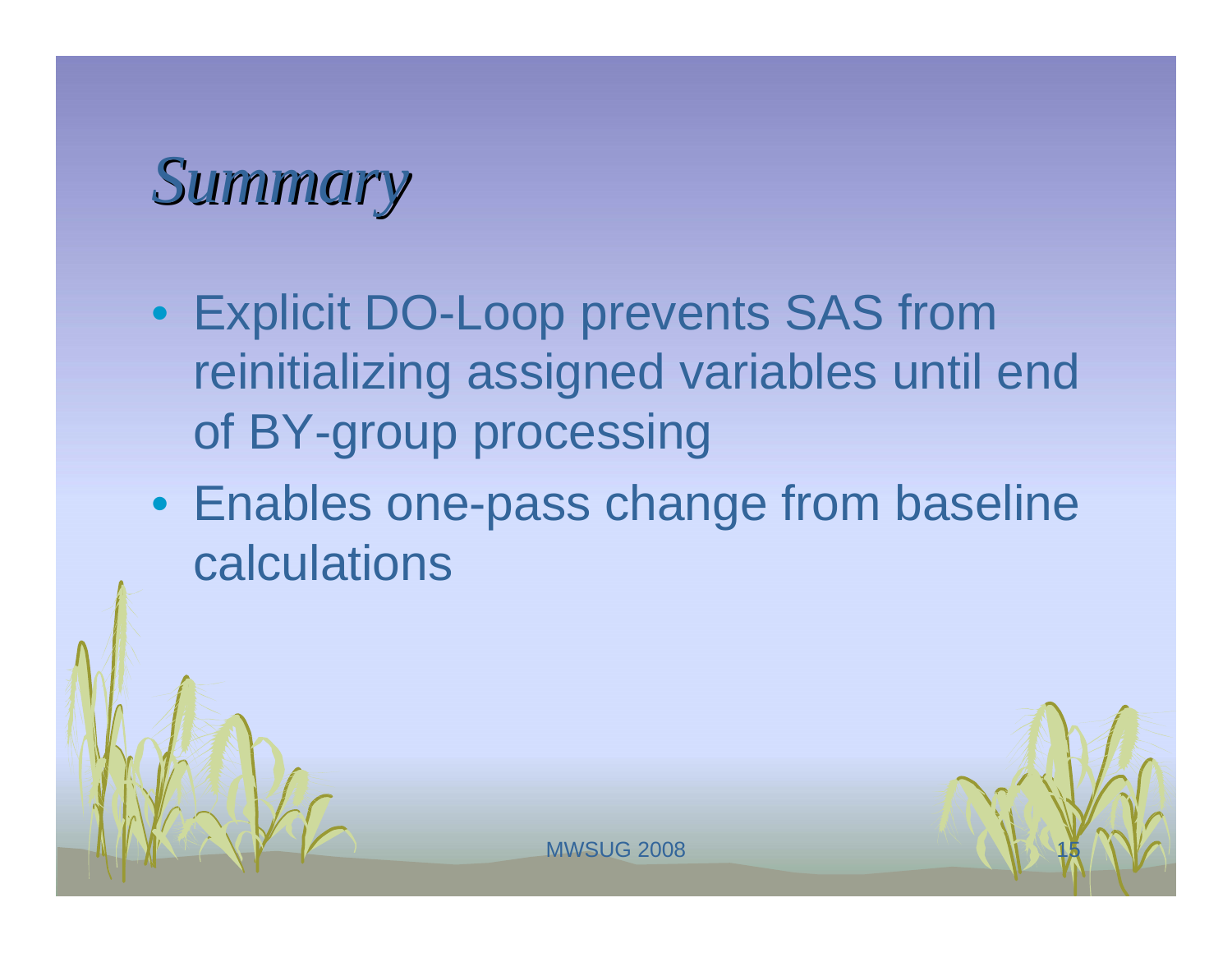# *Summary*

- Explicit DO-Loop prevents SAS from reinitializing assigned variables until end of BY-group processing
- Enables one-pass change from baseline calculations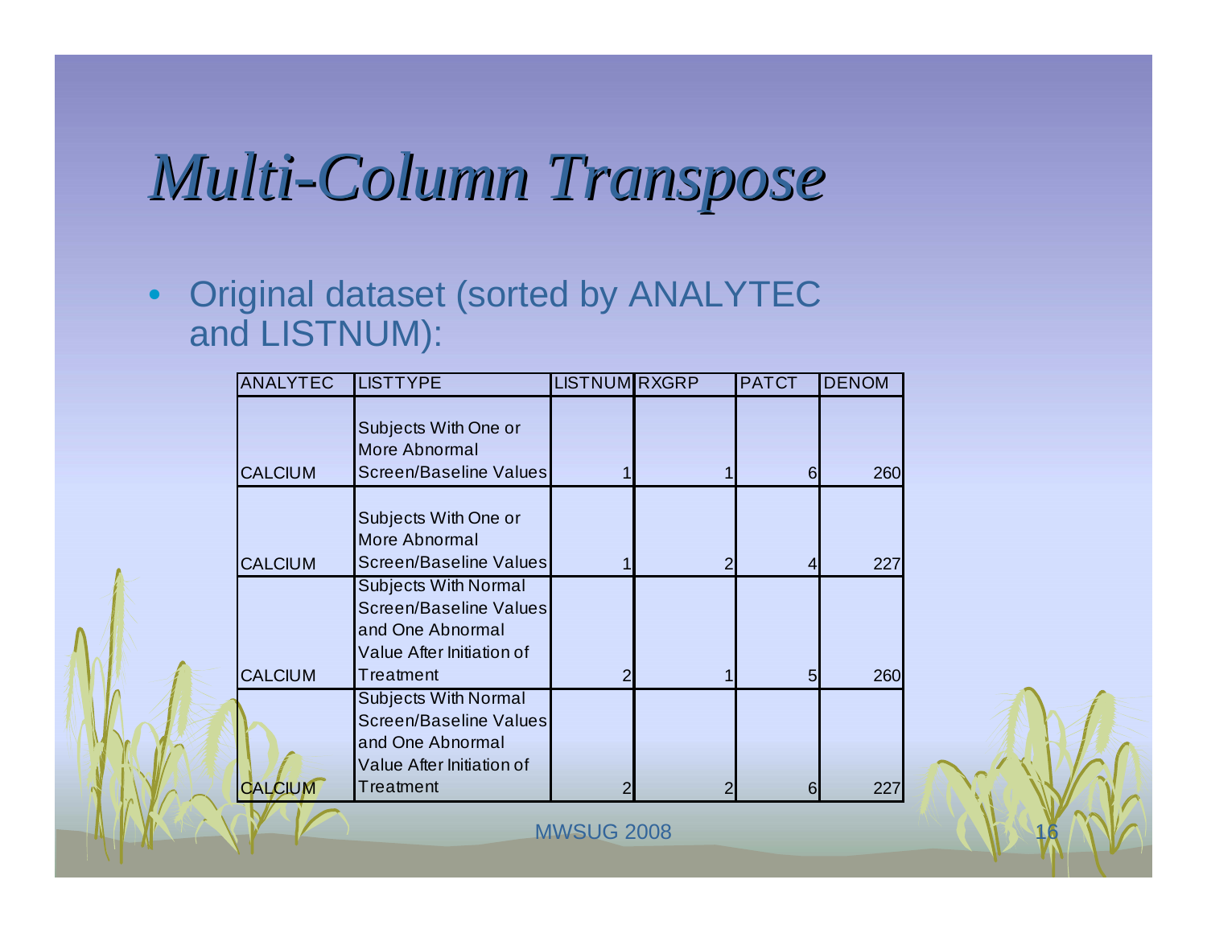# Multi-Column Transpose

- Original dataset (sorted by ANALYTEC and LISTNUM):

| ANALYTEC | LISTTYPE | LISTNUM | RXGRP | PATCT | DENOM |
|---|---|---|---|---|---|
| CALCIUM | Subjects With One or More Abnormal Screen/Baseline Values | 1 | 1 | 6 | 260 |
| CALCIUM | Subjects With One or More Abnormal Screen/Baseline Values | 1 | 2 | 4 | 227 |
| CALCIUM | Subjects With Normal Screen/Baseline Values and One Abnormal Value After Initiation of Treatment | 2 | 1 | 5 | 260 |
| CALCIUM | Subjects With Normal Screen/Baseline Values and One Abnormal Value After Initiation of Treatment | 2 | 2 | 6 | 227 |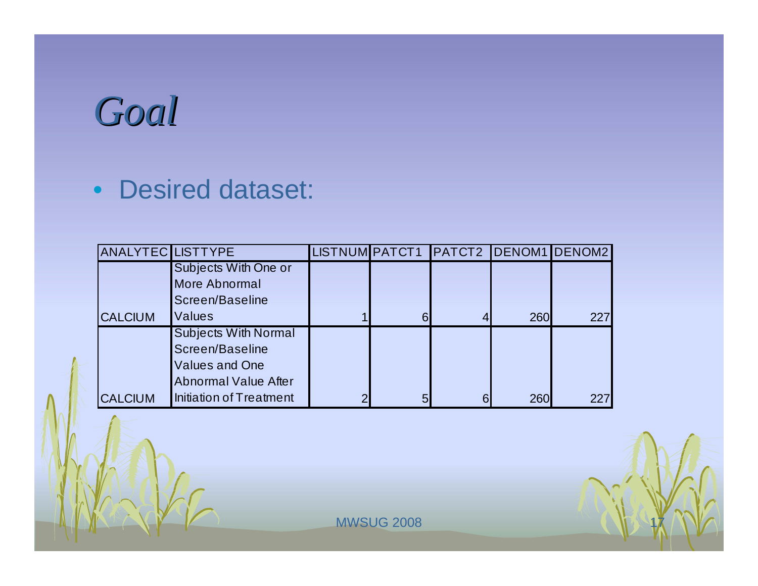# *Goal*

- Desired dataset:

| ANALYTEC | LISTTYPE | LISTNUM | PATCT1 | PATCT2 | DENOM1 | DENOM2 |
|---|---|---|---|---|---|---|
| CALCIUM | Subjects With One or More Abnormal Screen/Baseline Values | 1 | 6 | 4 | 260 | 227 |
| CALCIUM | Subjects With Normal Screen/Baseline Values and One Abnormal Value After Initiation of Treatment | 2 | 5 | 6 | 260 | 227 |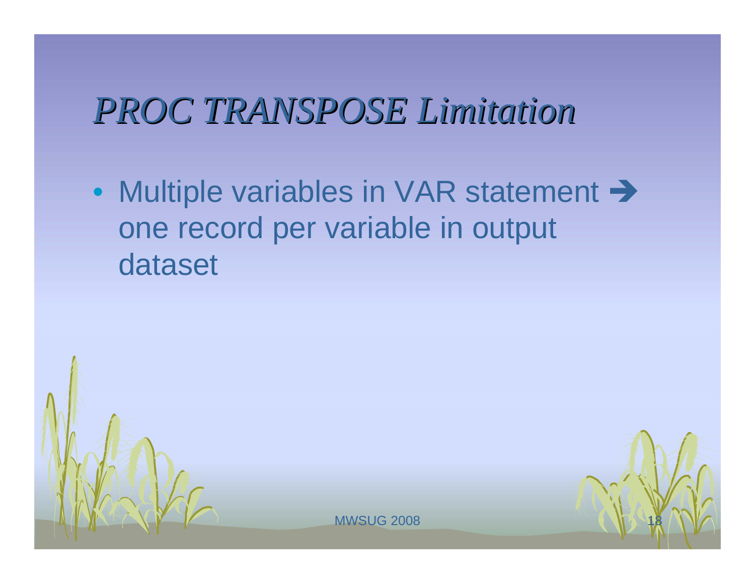# *PROC TRANSPOSE Limitation*

- Multiple variables in VAR statement ➔ one record per variable in output dataset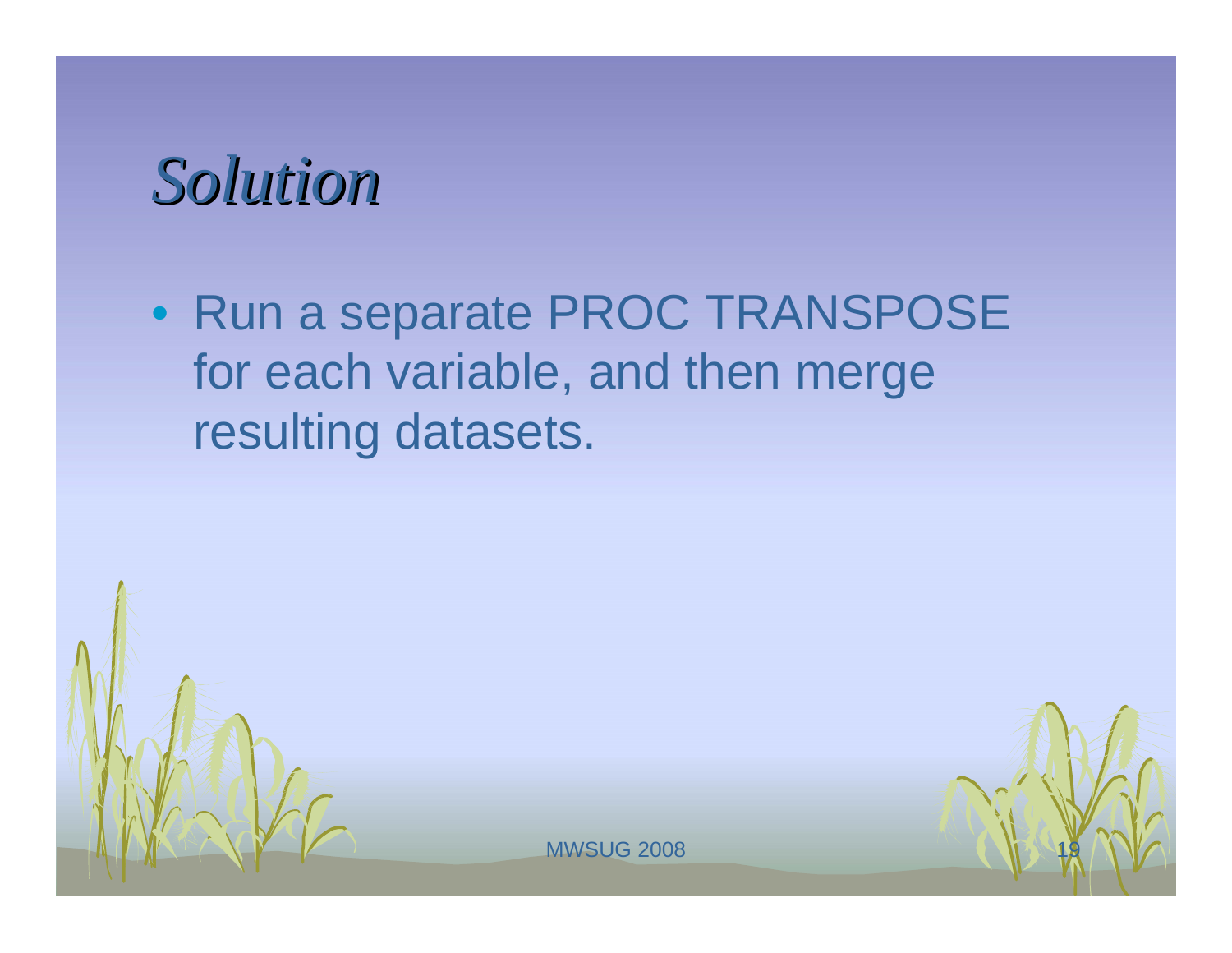# *Solution*

- Run a separate PROC TRANSPOSE for each variable, and then merge resulting datasets.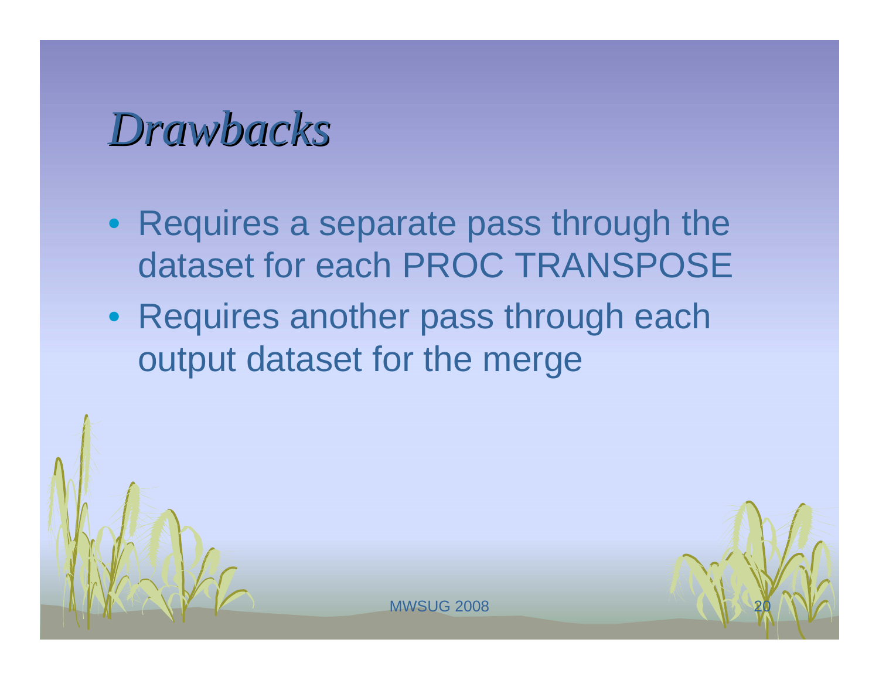# *Drawbacks*

- Requires a separate pass through the dataset for each PROC TRANSPOSE
- Requires another pass through each output dataset for the merge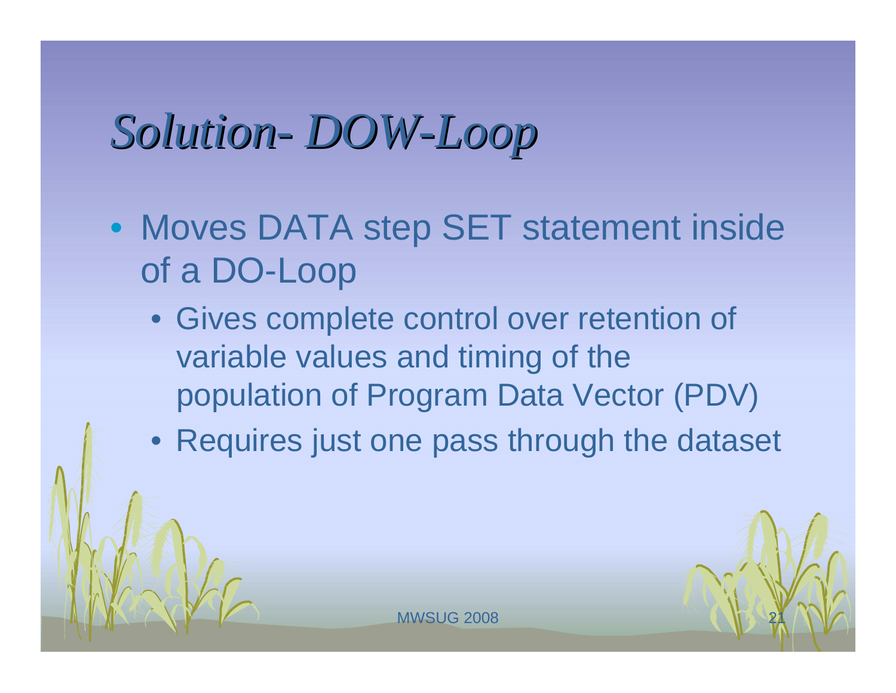# *Solution- DOW-Loop*

- Moves DATA step SET statement inside of a DO-Loop
  - Gives complete control over retention of variable values and timing of the population of Program Data Vector (PDV)
  - Requires just one pass through the dataset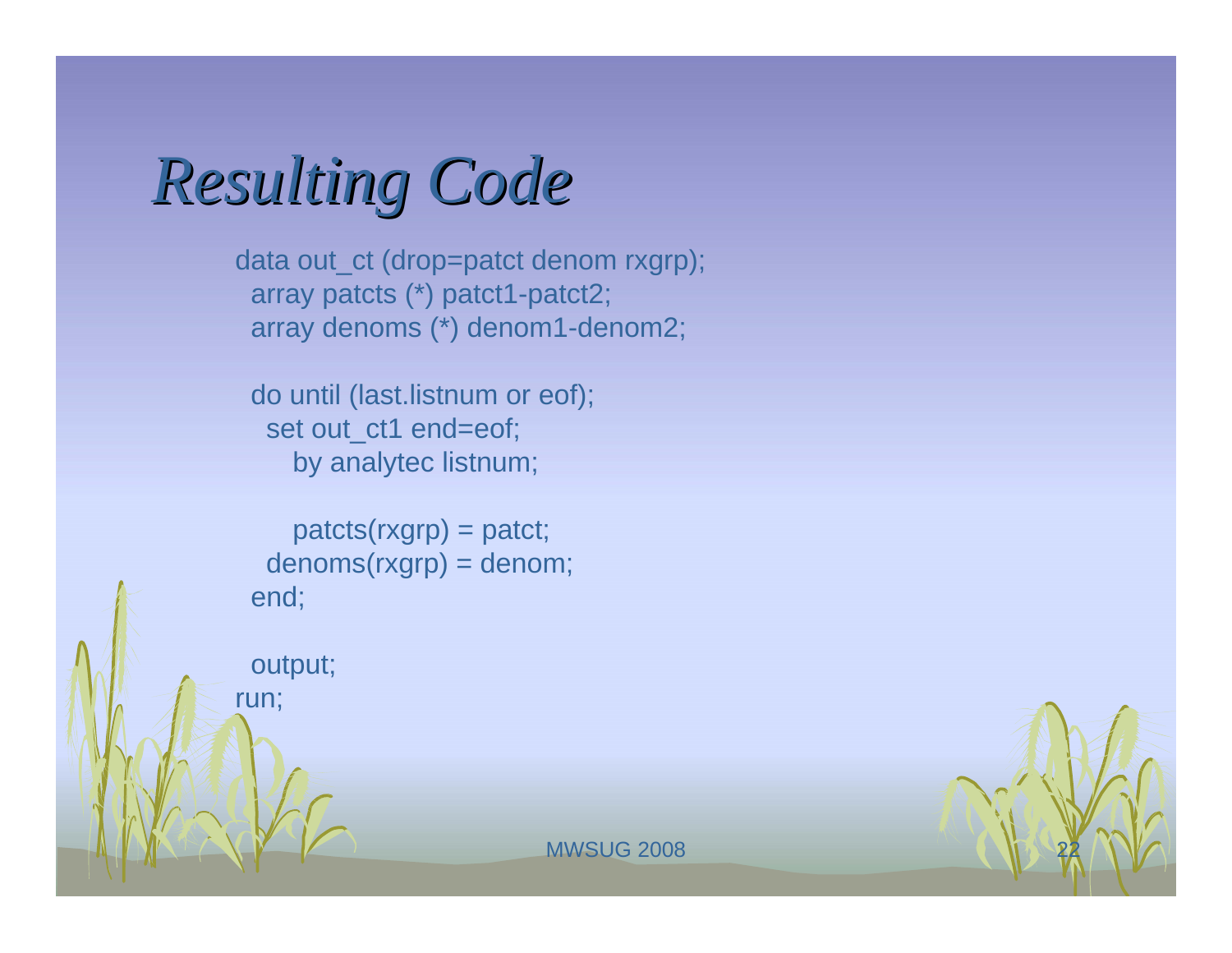# Resulting Code

```
data out_ct (drop=patct denom rxgrp);
  array patcts (*) patct1-patct2;
  array denoms (*) denom1-denom2;

  do until (last.listnum or eof);
    set out_ct1 end=eof;
       by analytec listnum;

       patcts(rxgrp) = patct;
    denoms(rxgrp) = denom;
  end;

  output;
run;
```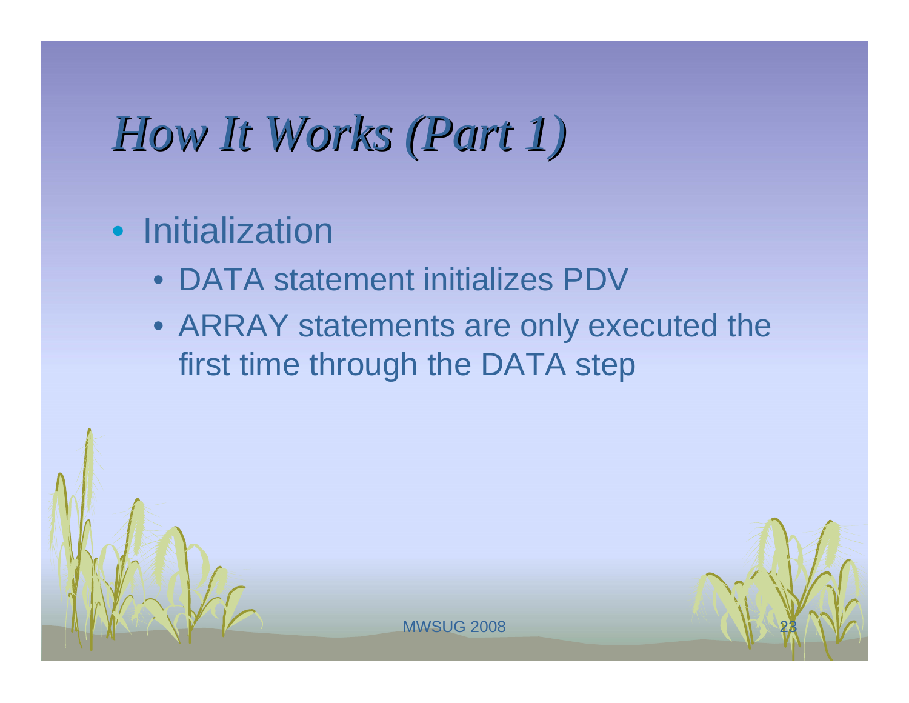# *How It Works (Part 1)*

- Initialization
  - DATA statement initializes PDV
  - ARRAY statements are only executed the first time through the DATA step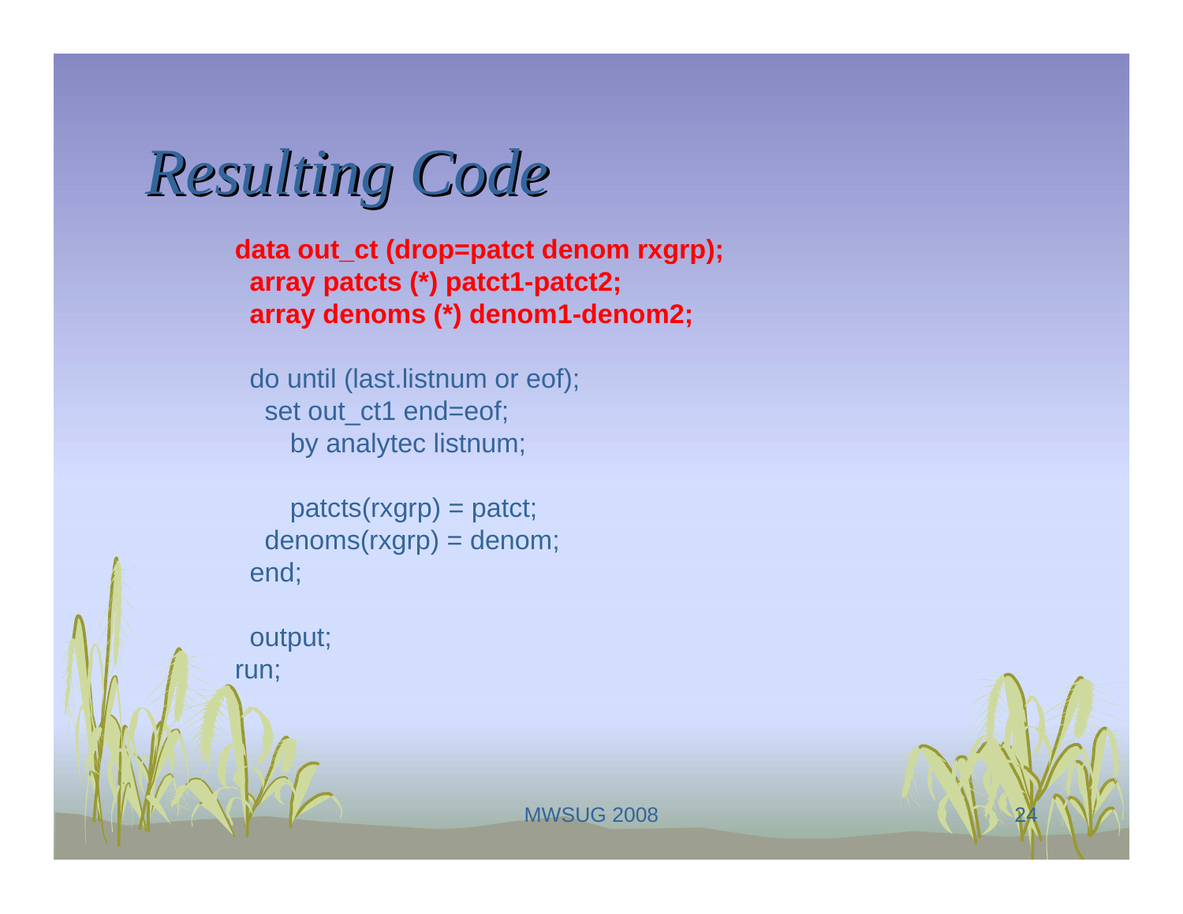# *Resulting Code*

```
data out_ct (drop=patct denom rxgrp);
  array patcts (*) patct1-patct2;
  array denoms (*) denom1-denom2;

  do until (last.listnum or eof);
    set out_ct1 end=eof;
       by analytec listnum;

       patcts(rxgrp) = patct;
    denoms(rxgrp) = denom;
  end;

  output;
run;
```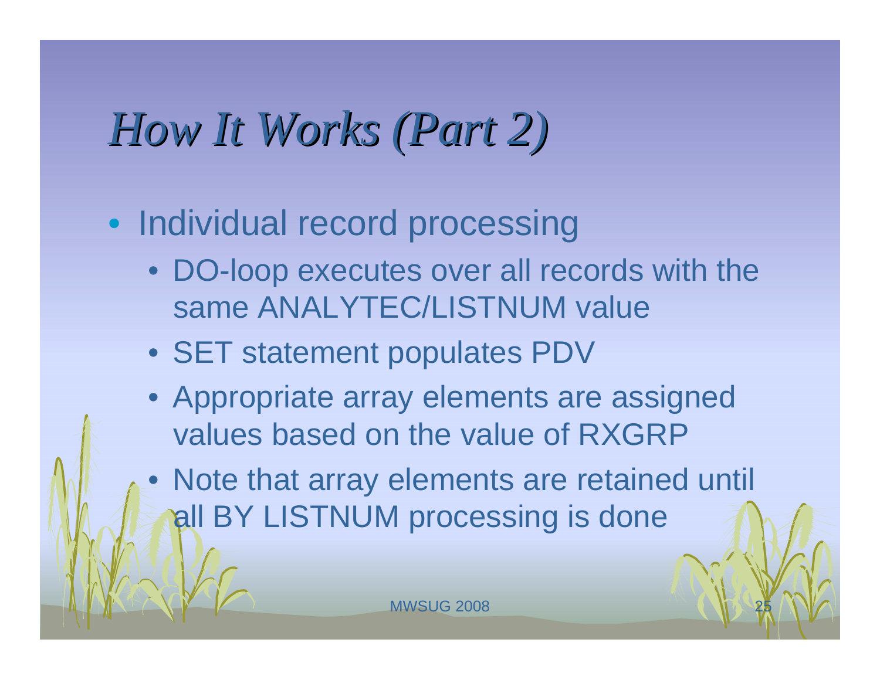# *How It Works (Part 2)*

- Individual record processing
  - DO-loop executes over all records with the same ANALYTEC/LISTNUM value
  - SET statement populates PDV
  - Appropriate array elements are assigned values based on the value of RXGRP
  - Note that array elements are retained until all BY LISTNUM processing is done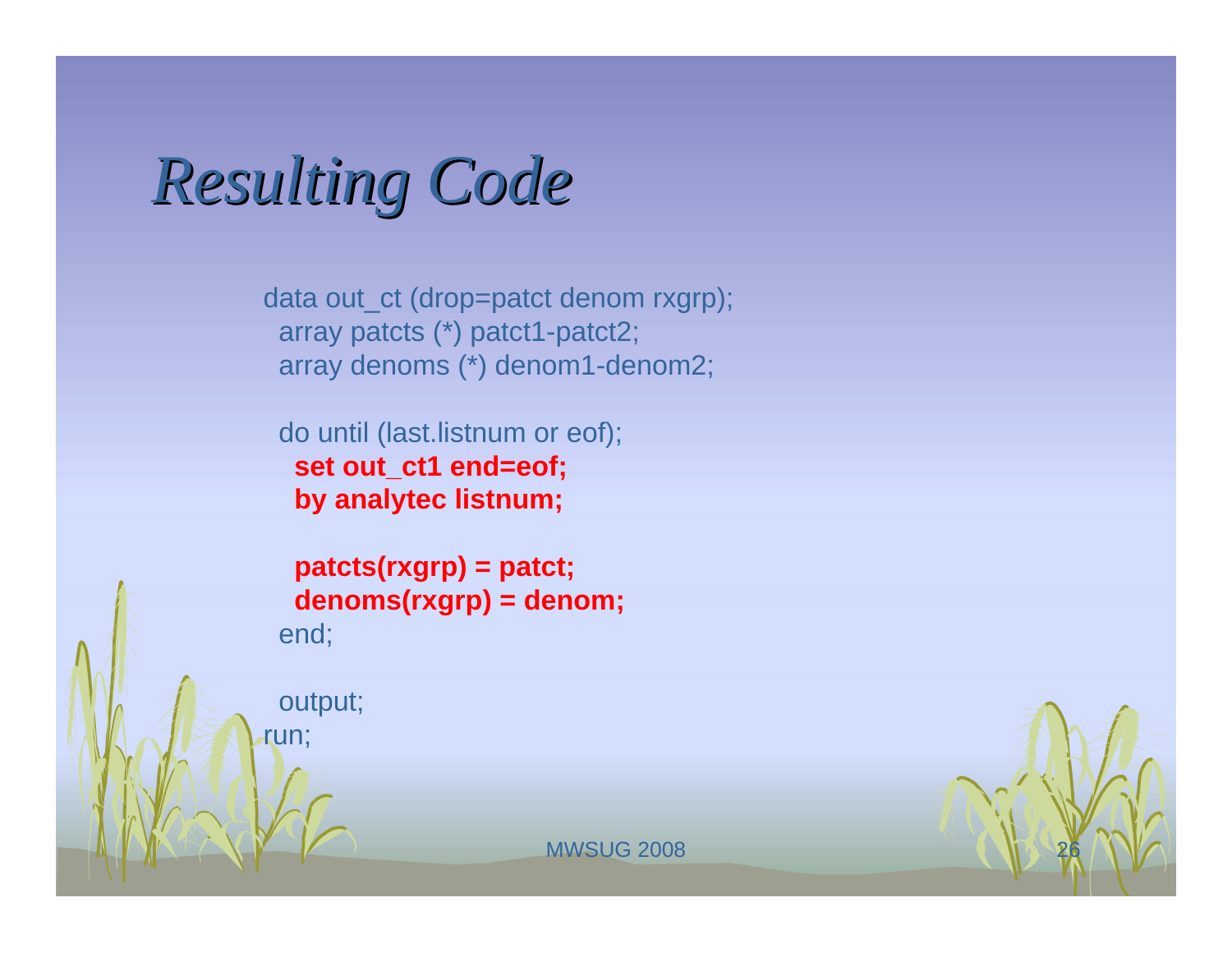# *Resulting Code*

```
data out_ct (drop=patct denom rxgrp);
  array patcts (*) patct1-patct2;
  array denoms (*) denom1-denom2;

  do until (last.listnum or eof);
    set out_ct1 end=eof;
    by analytec listnum;

    patcts(rxgrp) = patct;
    denoms(rxgrp) = denom;
  end;

  output;
run;
```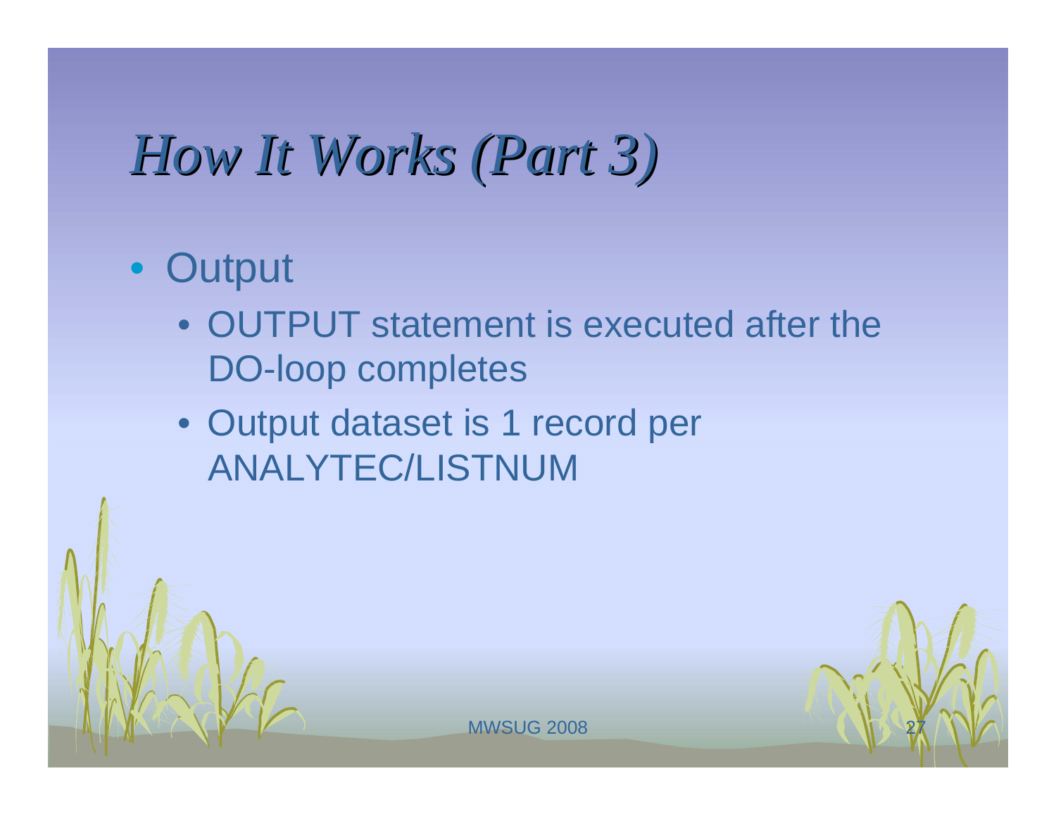# *How It Works (Part 3)*

- Output
  - OUTPUT statement is executed after the DO-loop completes
  - Output dataset is 1 record per ANALYTEC/LISTNUM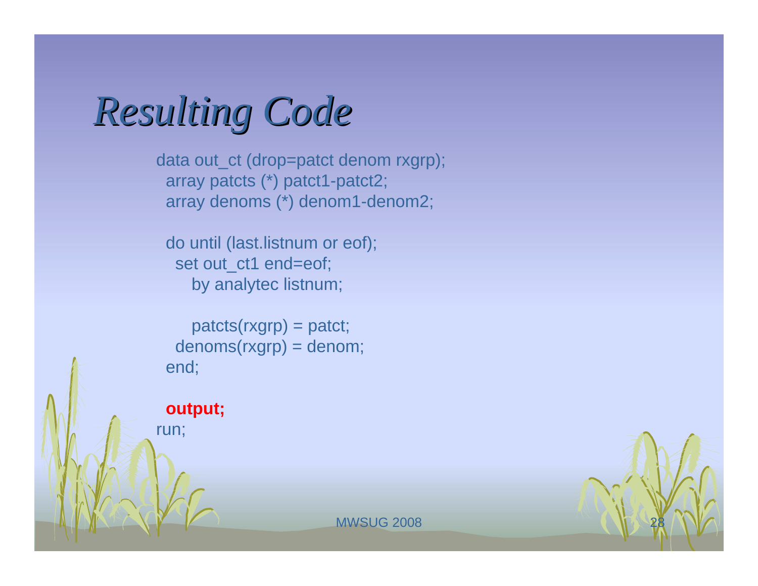# *Resulting Code*

```
data out_ct (drop=patct denom rxgrp);
  array patcts (*) patct1-patct2;
  array denoms (*) denom1-denom2;

  do until (last.listnum or eof);
    set out_ct1 end=eof;
       by analytec listnum;

       patcts(rxgrp) = patct;
    denoms(rxgrp) = denom;
  end;

  output;
run;
```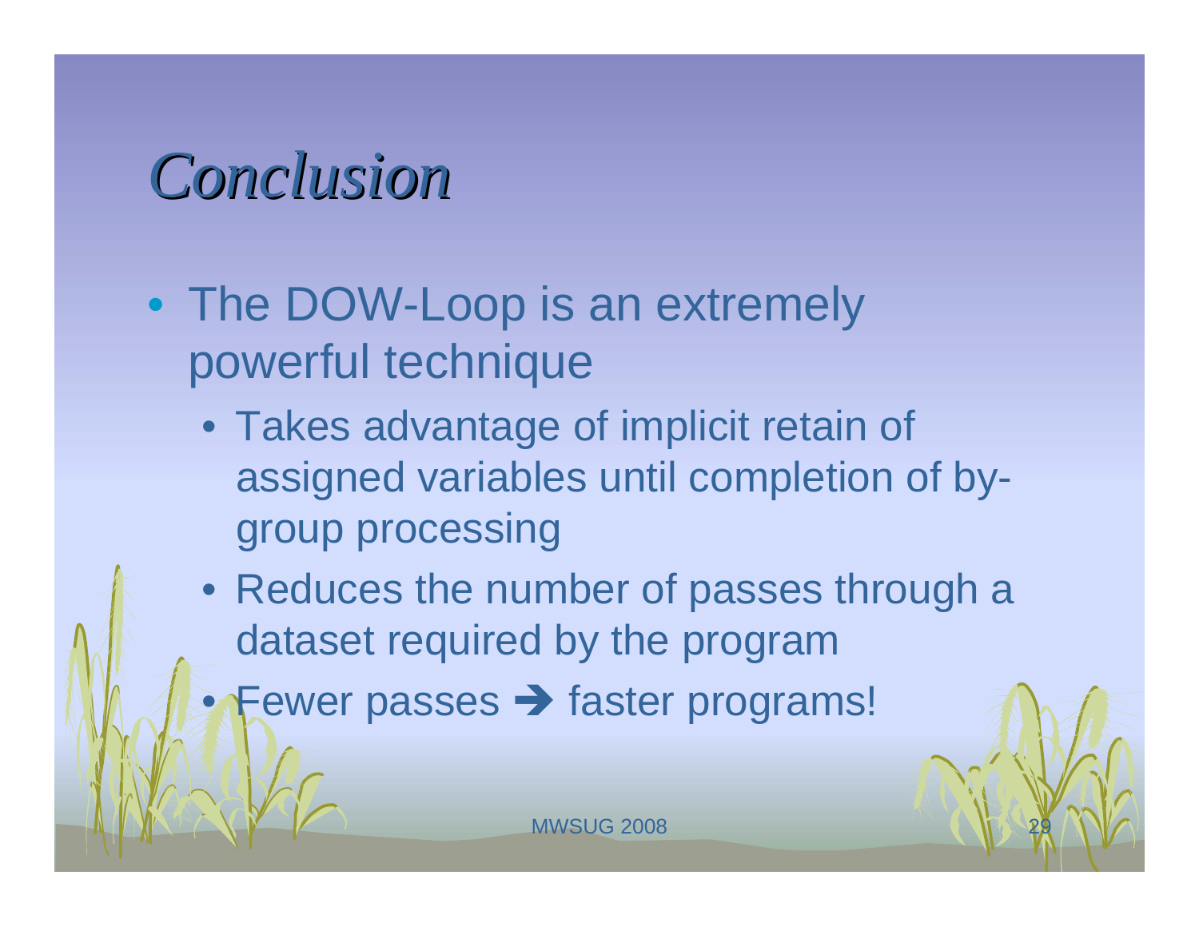# *Conclusion*

- The DOW-Loop is an extremely powerful technique
  - Takes advantage of implicit retain of assigned variables until completion of by-group processing
  - Reduces the number of passes through a dataset required by the program
  - Fewer passes ➔ faster programs!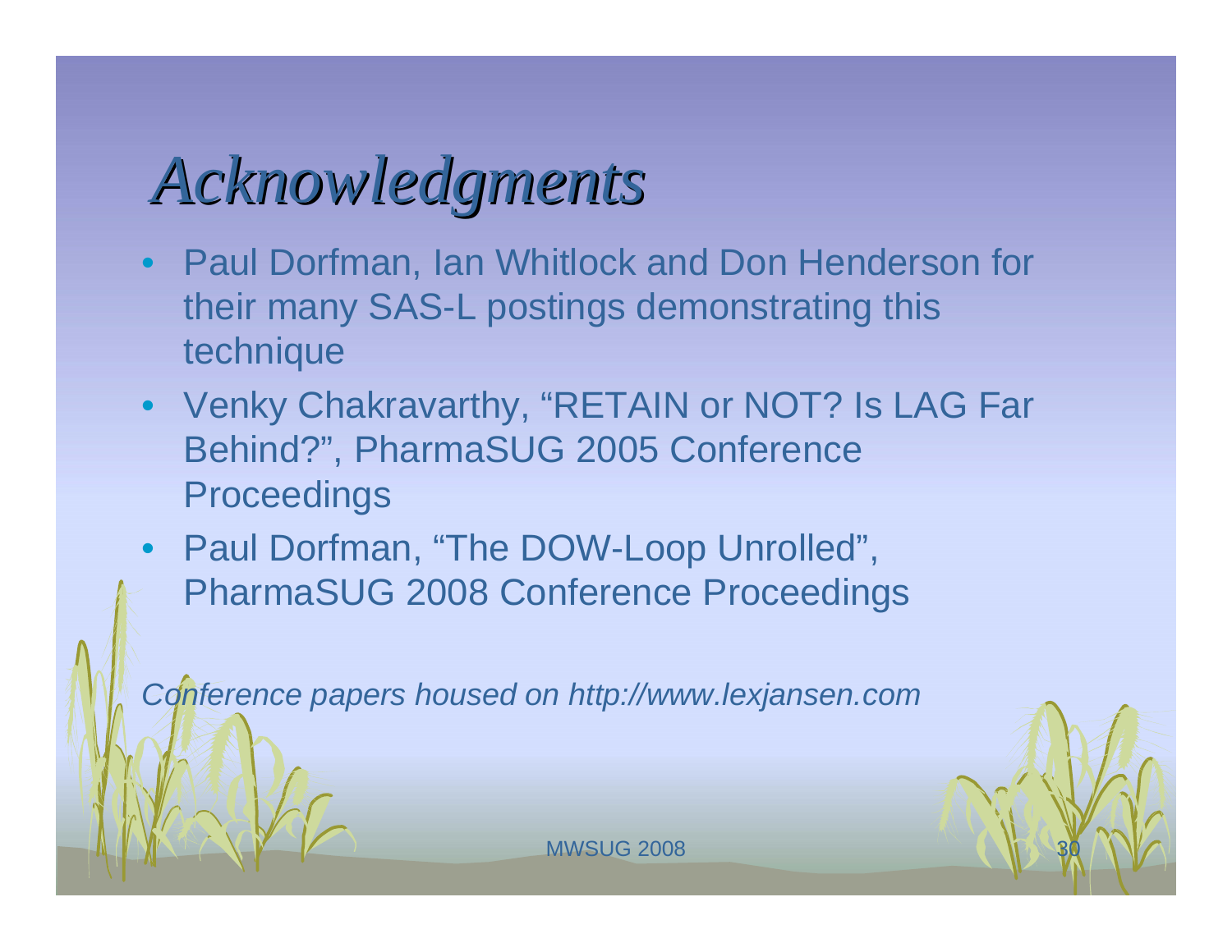# *Acknowledgments*

- Paul Dorfman, Ian Whitlock and Don Henderson for their many SAS-L postings demonstrating this technique
- Venky Chakravarthy, “RETAIN or NOT? Is LAG Far Behind?”, PharmaSUG 2005 Conference Proceedings
- Paul Dorfman, “The DOW-Loop Unrolled”, PharmaSUG 2008 Conference Proceedings

*Conference papers housed on http://www.lexjansen.com*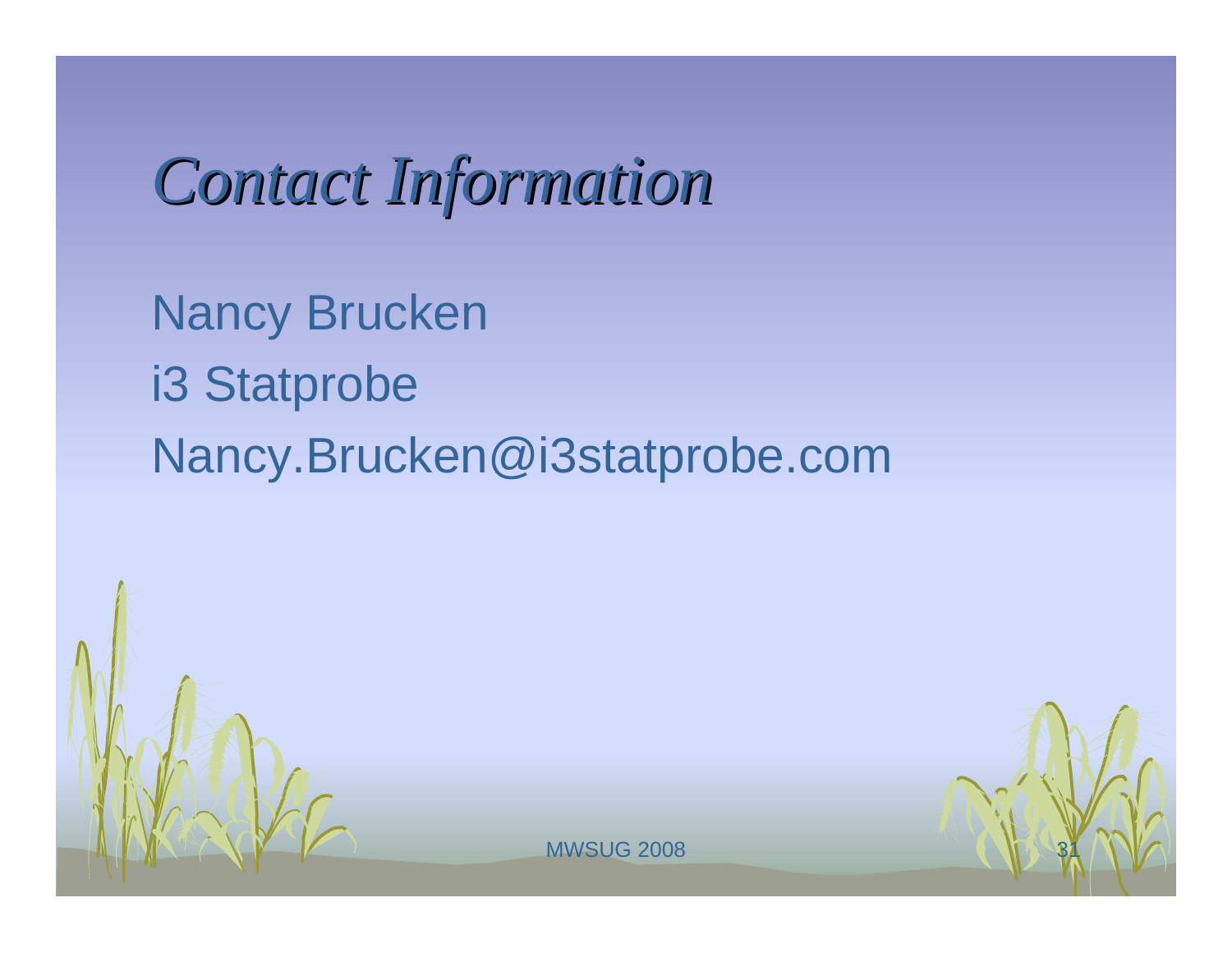# *Contact Information*

Nancy Brucken

i3 Statprobe

Nancy.Brucken@i3statprobe.com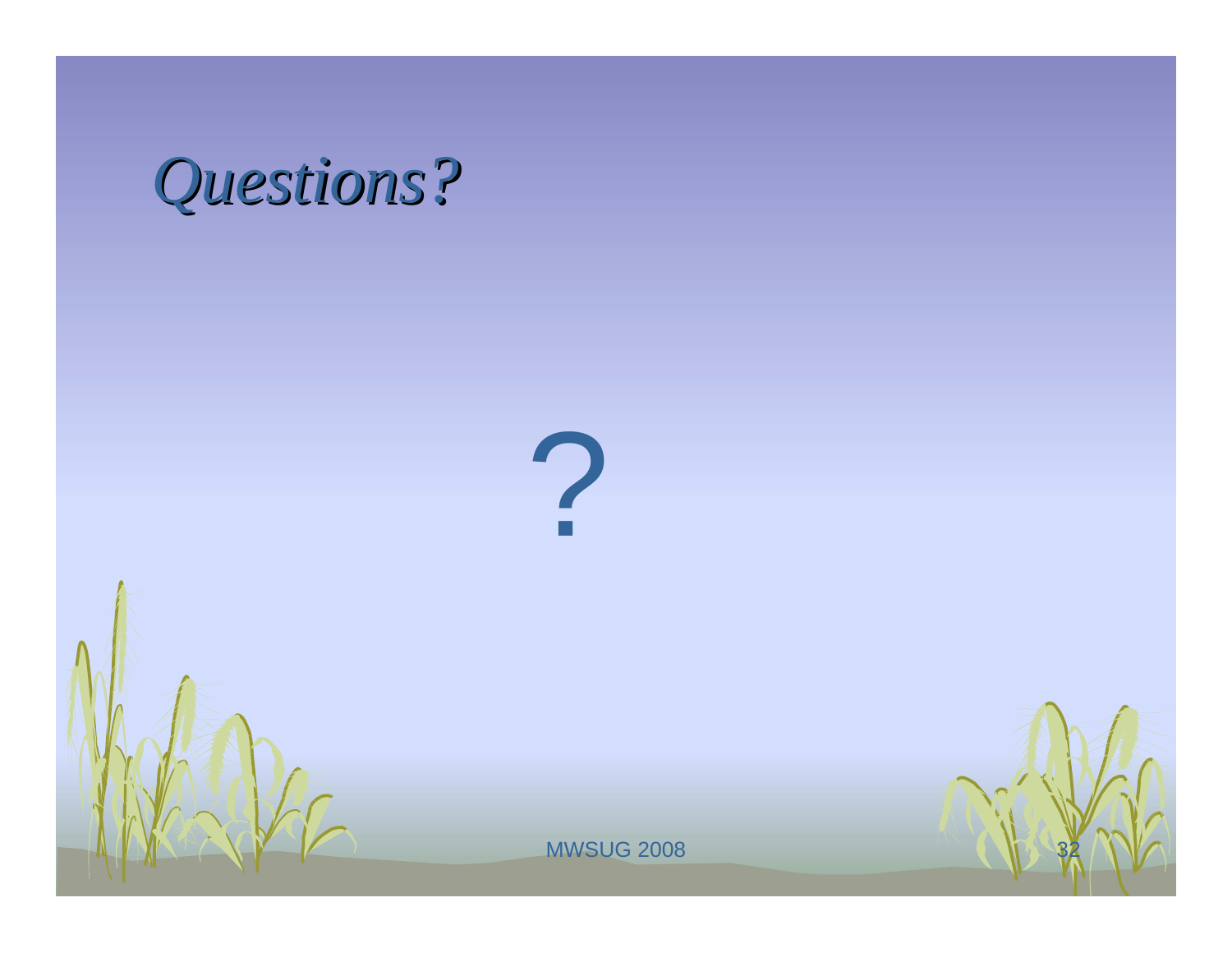# *Questions?*

?